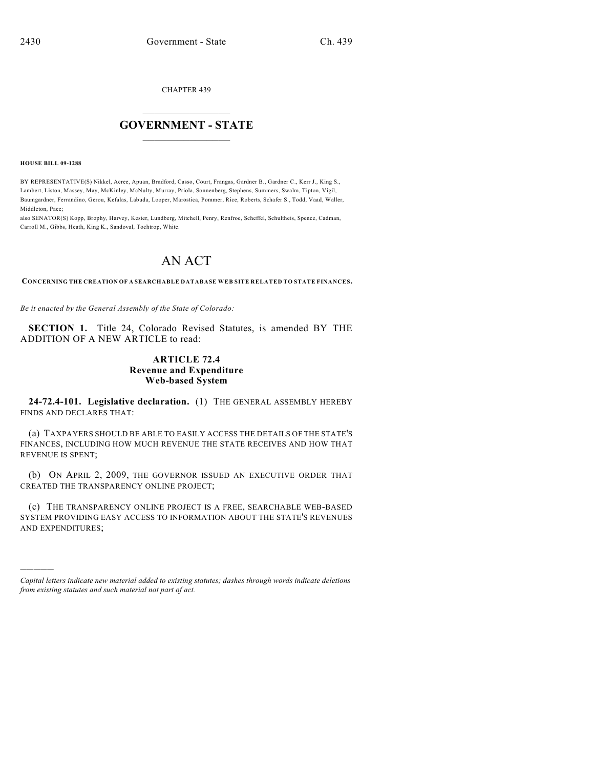CHAPTER 439

# GOVERNMENT - STATE

**HOUSE BILL 09-1288**

BY REPRESENTATIVE(S) Nikkel, Acree, Apuan, Bradford, Casso, Court, Frangas, Gardner B., Gardner C., Kerr J., King S., Lambert, Liston, Massey, May, McKinley, McNulty, Murray, Priola, Sonnenberg, Stephens, Summers, Swalm, Tipton, Vigil, Baumgardner, Ferrandino, Gerou, Kefalas, Labuda, Looper, Marostica, Pommer, Rice, Roberts, Schafer S., Todd, Vaad, Waller, Middleton, Pace;
also SENATOR(S) Kopp, Brophy, Harvey, Kester, Lundberg, Mitchell, Penry, Renfroe, Scheffel, Schultheis, Spence, Cadman, Carroll M., Gibbs, Heath, King K., Sandoval, Tochtrop, White.

# AN ACT

**CONCERNING THE CREATION OF A SEARCHABLE DATABASE WEB SITE RELATED TO STATE FINANCES.**

*Be it enacted by the General Assembly of the State of Colorado:*

**SECTION 1.** Title 24, Colorado Revised Statutes, is amended BY THE ADDITION OF A NEW ARTICLE to read:

### ARTICLE 72.4
### Revenue and Expenditure Web-based System

**24-72.4-101. Legislative declaration.** (1) THE GENERAL ASSEMBLY HEREBY FINDS AND DECLARES THAT:

(a) TAXPAYERS SHOULD BE ABLE TO EASILY ACCESS THE DETAILS OF THE STATE'S FINANCES, INCLUDING HOW MUCH REVENUE THE STATE RECEIVES AND HOW THAT REVENUE IS SPENT;

(b) ON APRIL 2, 2009, THE GOVERNOR ISSUED AN EXECUTIVE ORDER THAT CREATED THE TRANSPARENCY ONLINE PROJECT;

(c) THE TRANSPARENCY ONLINE PROJECT IS A FREE, SEARCHABLE WEB-BASED SYSTEM PROVIDING EASY ACCESS TO INFORMATION ABOUT THE STATE'S REVENUES AND EXPENDITURES;

---

*Capital letters indicate new material added to existing statutes; dashes through words indicate deletions from existing statutes and such material not part of act.*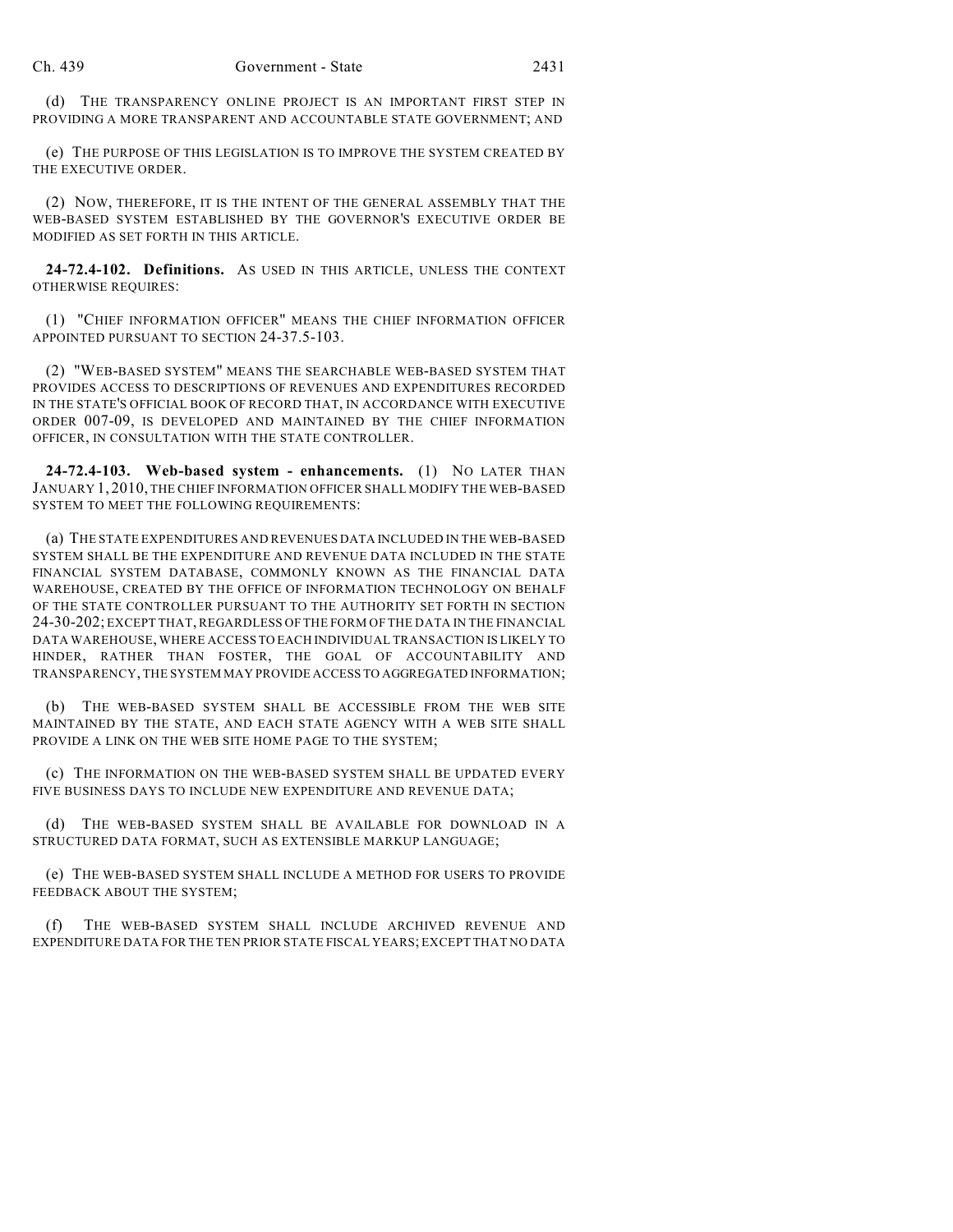(d) THE TRANSPARENCY ONLINE PROJECT IS AN IMPORTANT FIRST STEP IN PROVIDING A MORE TRANSPARENT AND ACCOUNTABLE STATE GOVERNMENT; AND

(e) THE PURPOSE OF THIS LEGISLATION IS TO IMPROVE THE SYSTEM CREATED BY THE EXECUTIVE ORDER.

(2) NOW, THEREFORE, IT IS THE INTENT OF THE GENERAL ASSEMBLY THAT THE WEB-BASED SYSTEM ESTABLISHED BY THE GOVERNOR'S EXECUTIVE ORDER BE MODIFIED AS SET FORTH IN THIS ARTICLE.

**24-72.4-102. Definitions.** AS USED IN THIS ARTICLE, UNLESS THE CONTEXT OTHERWISE REQUIRES:

(1) "CHIEF INFORMATION OFFICER" MEANS THE CHIEF INFORMATION OFFICER APPOINTED PURSUANT TO SECTION 24-37.5-103.

(2) "WEB-BASED SYSTEM" MEANS THE SEARCHABLE WEB-BASED SYSTEM THAT PROVIDES ACCESS TO DESCRIPTIONS OF REVENUES AND EXPENDITURES RECORDED IN THE STATE'S OFFICIAL BOOK OF RECORD THAT, IN ACCORDANCE WITH EXECUTIVE ORDER 007-09, IS DEVELOPED AND MAINTAINED BY THE CHIEF INFORMATION OFFICER, IN CONSULTATION WITH THE STATE CONTROLLER.

**24-72.4-103. Web-based system - enhancements.** (1) NO LATER THAN JANUARY 1, 2010, THE CHIEF INFORMATION OFFICER SHALL MODIFY THE WEB-BASED SYSTEM TO MEET THE FOLLOWING REQUIREMENTS:

(a) THE STATE EXPENDITURES AND REVENUES DATA INCLUDED IN THE WEB-BASED SYSTEM SHALL BE THE EXPENDITURE AND REVENUE DATA INCLUDED IN THE STATE FINANCIAL SYSTEM DATABASE, COMMONLY KNOWN AS THE FINANCIAL DATA WAREHOUSE, CREATED BY THE OFFICE OF INFORMATION TECHNOLOGY ON BEHALF OF THE STATE CONTROLLER PURSUANT TO THE AUTHORITY SET FORTH IN SECTION 24-30-202; EXCEPT THAT, REGARDLESS OF THE FORM OF THE DATA IN THE FINANCIAL DATA WAREHOUSE, WHERE ACCESS TO EACH INDIVIDUAL TRANSACTION IS LIKELY TO HINDER, RATHER THAN FOSTER, THE GOAL OF ACCOUNTABILITY AND TRANSPARENCY, THE SYSTEM MAY PROVIDE ACCESS TO AGGREGATED INFORMATION;

(b) THE WEB-BASED SYSTEM SHALL BE ACCESSIBLE FROM THE WEB SITE MAINTAINED BY THE STATE, AND EACH STATE AGENCY WITH A WEB SITE SHALL PROVIDE A LINK ON THE WEB SITE HOME PAGE TO THE SYSTEM;

(c) THE INFORMATION ON THE WEB-BASED SYSTEM SHALL BE UPDATED EVERY FIVE BUSINESS DAYS TO INCLUDE NEW EXPENDITURE AND REVENUE DATA;

(d) THE WEB-BASED SYSTEM SHALL BE AVAILABLE FOR DOWNLOAD IN A STRUCTURED DATA FORMAT, SUCH AS EXTENSIBLE MARKUP LANGUAGE;

(e) THE WEB-BASED SYSTEM SHALL INCLUDE A METHOD FOR USERS TO PROVIDE FEEDBACK ABOUT THE SYSTEM;

(f) THE WEB-BASED SYSTEM SHALL INCLUDE ARCHIVED REVENUE AND EXPENDITURE DATA FOR THE TEN PRIOR STATE FISCAL YEARS; EXCEPT THAT NO DATA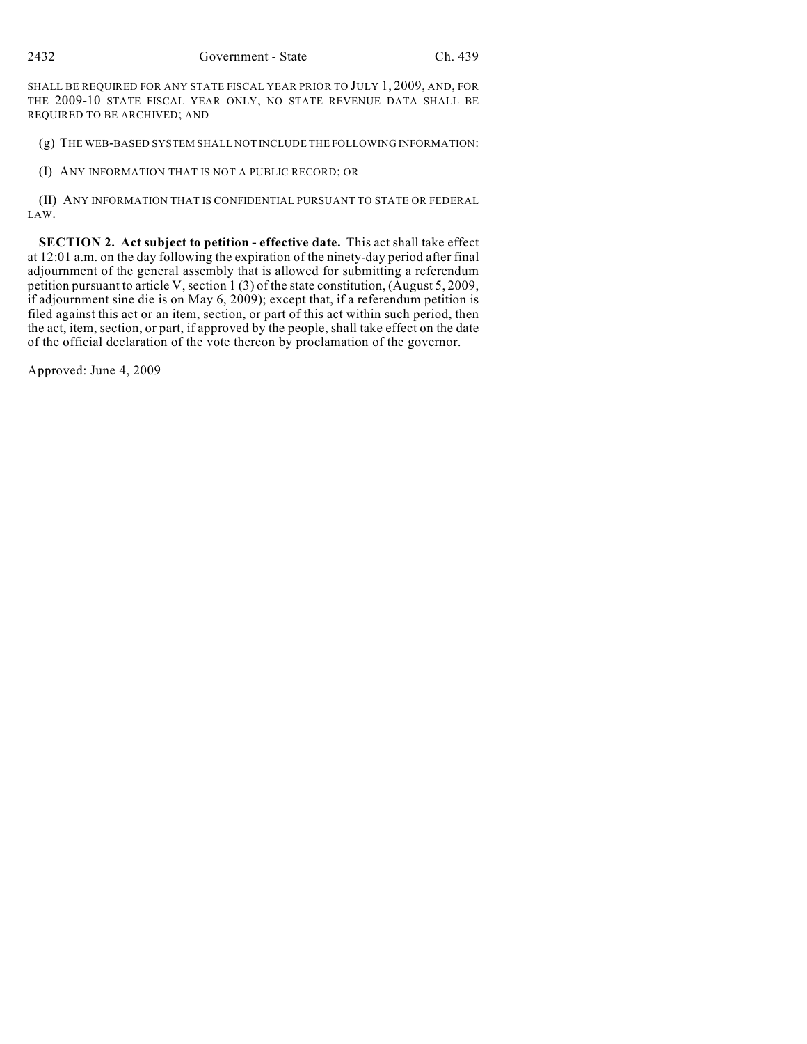SHALL BE REQUIRED FOR ANY STATE FISCAL YEAR PRIOR TO JULY 1, 2009, AND, FOR THE 2009-10 STATE FISCAL YEAR ONLY, NO STATE REVENUE DATA SHALL BE REQUIRED TO BE ARCHIVED; AND

(g) THE WEB-BASED SYSTEM SHALL NOT INCLUDE THE FOLLOWING INFORMATION:

(I) ANY INFORMATION THAT IS NOT A PUBLIC RECORD; OR

(II) ANY INFORMATION THAT IS CONFIDENTIAL PURSUANT TO STATE OR FEDERAL LAW.

**SECTION 2. Act subject to petition - effective date.** This act shall take effect at 12:01 a.m. on the day following the expiration of the ninety-day period after final adjournment of the general assembly that is allowed for submitting a referendum petition pursuant to article V, section 1 (3) of the state constitution, (August 5, 2009, if adjournment sine die is on May 6, 2009); except that, if a referendum petition is filed against this act or an item, section, or part of this act within such period, then the act, item, section, or part, if approved by the people, shall take effect on the date of the official declaration of the vote thereon by proclamation of the governor.

Approved: June 4, 2009